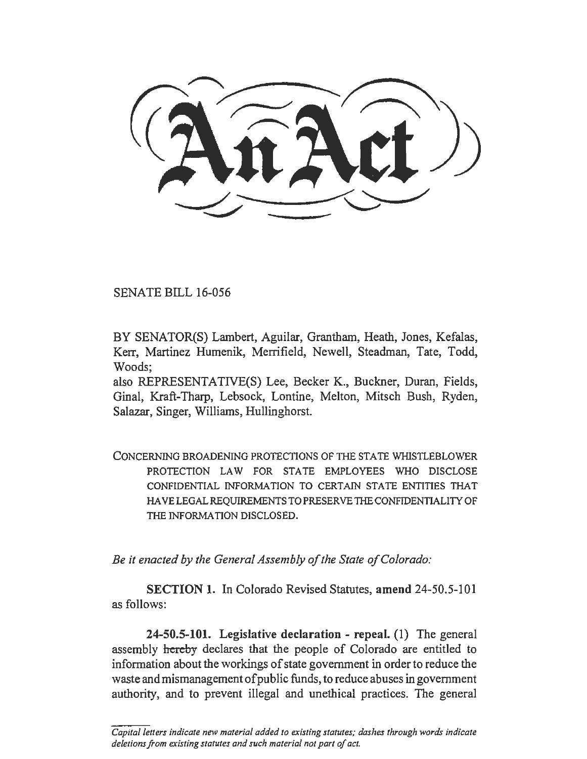# An Act

SENATE BILL 16-056

BY SENATOR(S) Lambert, Aguilar, Grantham, Heath, Jones, Kefalas, Kerr, Martinez Humenik, Merrifield, Newell, Steadman, Tate, Todd, Woods;

also REPRESENTATIVE(S) Lee, Becker K., Buckner, Duran, Fields, Ginal, Kraft-Tharp, Lebsock, Lontine, Melton, Mitsch Bush, Ryden, Salazar, Singer, Williams, Hullinghorst.

CONCERNING BROADENING PROTECTIONS OF THE STATE WHISTLEBLOWER PROTECTION LAW FOR STATE EMPLOYEES WHO DISCLOSE CONFIDENTIAL INFORMATION TO CERTAIN STATE ENTITIES THAT HAVE LEGAL REQUIREMENTS TO PRESERVE THE CONFIDENTIALITY OF THE INFORMATION DISCLOSED.

*Be it enacted by the General Assembly of the State of Colorado:*

**SECTION 1.** In Colorado Revised Statutes, **amend** 24-50.5-101 as follows:

**24-50.5-101. Legislative declaration - repeal.** (1) The general assembly ~~hereby~~ declares that the people of Colorado are entitled to information about the workings of state government in order to reduce the waste and mismanagement of public funds, to reduce abuses in government authority, and to prevent illegal and unethical practices. The general

*Capital letters indicate new material added to existing statutes; dashes through words indicate deletions from existing statutes and such material not part of act.*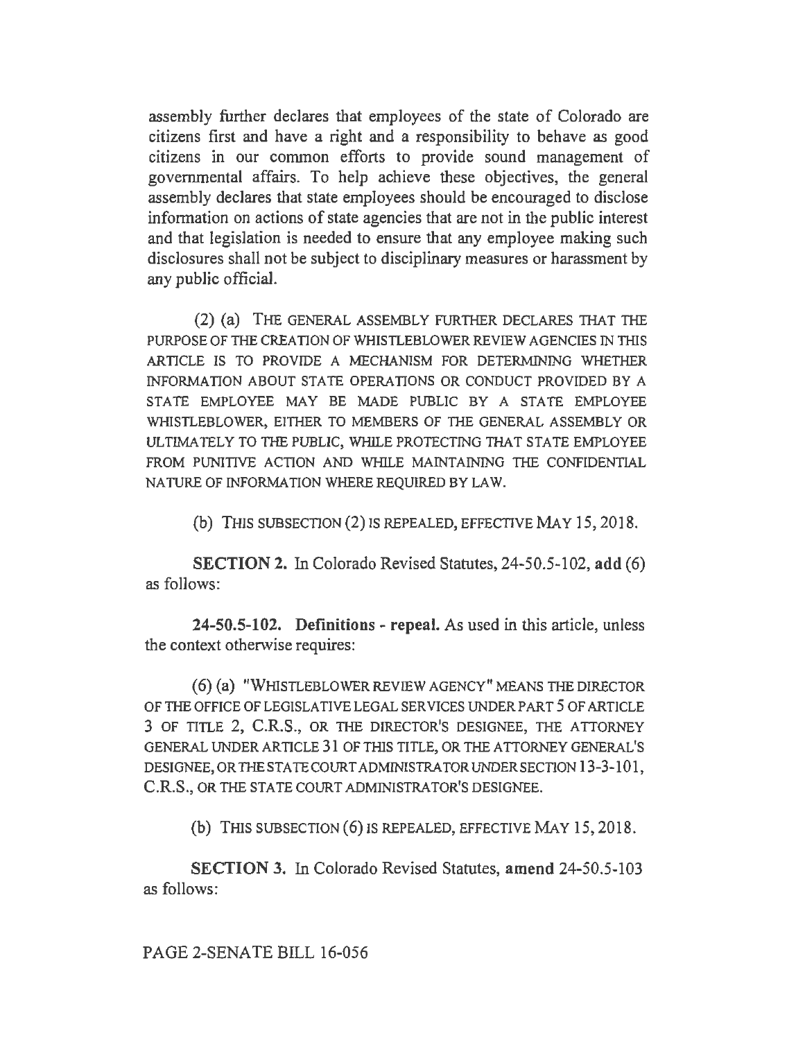assembly further declares that employees of the state of Colorado are citizens first and have a right and a responsibility to behave as good citizens in our common efforts to provide sound management of governmental affairs. To help achieve these objectives, the general assembly declares that state employees should be encouraged to disclose information on actions of state agencies that are not in the public interest and that legislation is needed to ensure that any employee making such disclosures shall not be subject to disciplinary measures or harassment by any public official.

(2) (a) THE GENERAL ASSEMBLY FURTHER DECLARES THAT THE PURPOSE OF THE CREATION OF WHISTLEBLOWER REVIEW AGENCIES IN THIS ARTICLE IS TO PROVIDE A MECHANISM FOR DETERMINING WHETHER INFORMATION ABOUT STATE OPERATIONS OR CONDUCT PROVIDED BY A STATE EMPLOYEE MAY BE MADE PUBLIC BY A STATE EMPLOYEE WHISTLEBLOWER, EITHER TO MEMBERS OF THE GENERAL ASSEMBLY OR ULTIMATELY TO THE PUBLIC, WHILE PROTECTING THAT STATE EMPLOYEE FROM PUNITIVE ACTION AND WHILE MAINTAINING THE CONFIDENTIAL NATURE OF INFORMATION WHERE REQUIRED BY LAW.

(b) THIS SUBSECTION (2) IS REPEALED, EFFECTIVE MAY 15, 2018.

**SECTION 2.** In Colorado Revised Statutes, 24-50.5-102, **add** (6) as follows:

**24-50.5-102. Definitions - repeal.** As used in this article, unless the context otherwise requires:

(6) (a) "WHISTLEBLOWER REVIEW AGENCY" MEANS THE DIRECTOR OF THE OFFICE OF LEGISLATIVE LEGAL SERVICES UNDER PART 5 OF ARTICLE 3 OF TITLE 2, C.R.S., OR THE DIRECTOR'S DESIGNEE, THE ATTORNEY GENERAL UNDER ARTICLE 31 OF THIS TITLE, OR THE ATTORNEY GENERAL'S DESIGNEE, OR THE STATE COURT ADMINISTRATOR UNDER SECTION 13-3-101, C.R.S., OR THE STATE COURT ADMINISTRATOR'S DESIGNEE.

(b) THIS SUBSECTION (6) IS REPEALED, EFFECTIVE MAY 15, 2018.

**SECTION 3.** In Colorado Revised Statutes, **amend** 24-50.5-103 as follows: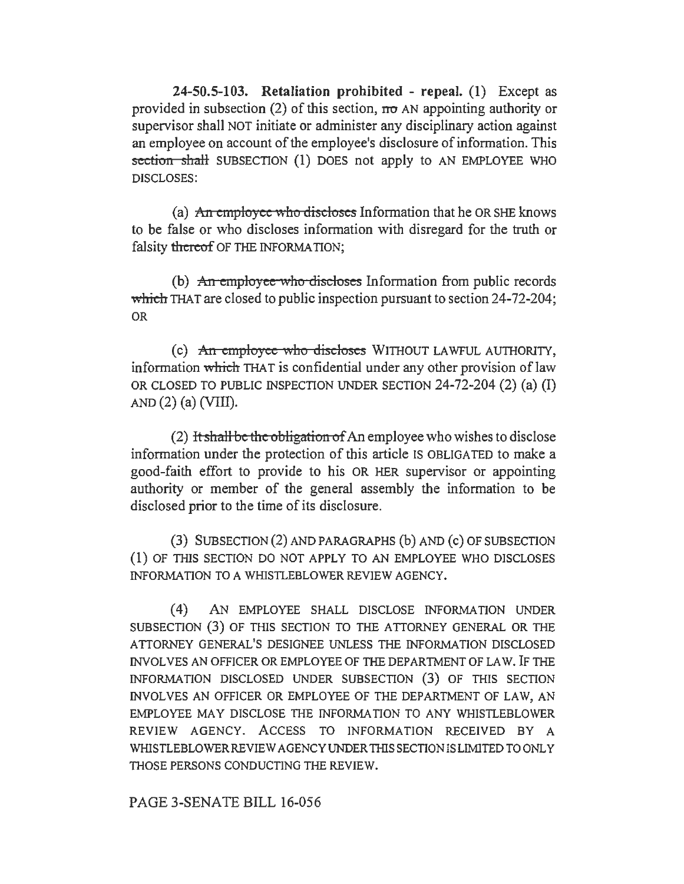**24-50.5-103. Retaliation prohibited - repeal.** (1) Except as provided in subsection (2) of this section, ~~no~~ AN appointing authority or supervisor shall NOT initiate or administer any disciplinary action against an employee on account of the employee's disclosure of information. This ~~section shall~~ SUBSECTION (1) DOES not apply to AN EMPLOYEE WHO DISCLOSES:

(a) ~~An employee who discloses~~ Information that he OR SHE knows to be false or who discloses information with disregard for the truth or falsity ~~thereof~~ OF THE INFORMATION;

(b) ~~An employee who discloses~~ Information from public records ~~which~~ THAT are closed to public inspection pursuant to section 24-72-204; OR

(c) ~~An employee who discloses~~ WITHOUT LAWFUL AUTHORITY, information ~~which~~ THAT is confidential under any other provision of law OR CLOSED TO PUBLIC INSPECTION UNDER SECTION 24-72-204 (2) (a) (I) AND (2) (a) (VIII).

(2) ~~It shall be the obligation of~~ An employee who wishes to disclose information under the protection of this article IS OBLIGATED to make a good-faith effort to provide to his OR HER supervisor or appointing authority or member of the general assembly the information to be disclosed prior to the time of its disclosure.

(3) SUBSECTION (2) AND PARAGRAPHS (b) AND (c) OF SUBSECTION (1) OF THIS SECTION DO NOT APPLY TO AN EMPLOYEE WHO DISCLOSES INFORMATION TO A WHISTLEBLOWER REVIEW AGENCY.

(4) AN EMPLOYEE SHALL DISCLOSE INFORMATION UNDER SUBSECTION (3) OF THIS SECTION TO THE ATTORNEY GENERAL OR THE ATTORNEY GENERAL'S DESIGNEE UNLESS THE INFORMATION DISCLOSED INVOLVES AN OFFICER OR EMPLOYEE OF THE DEPARTMENT OF LAW. IF THE INFORMATION DISCLOSED UNDER SUBSECTION (3) OF THIS SECTION INVOLVES AN OFFICER OR EMPLOYEE OF THE DEPARTMENT OF LAW, AN EMPLOYEE MAY DISCLOSE THE INFORMATION TO ANY WHISTLEBLOWER REVIEW AGENCY. ACCESS TO INFORMATION RECEIVED BY A WHISTLEBLOWER REVIEW AGENCY UNDER THIS SECTION IS LIMITED TO ONLY THOSE PERSONS CONDUCTING THE REVIEW.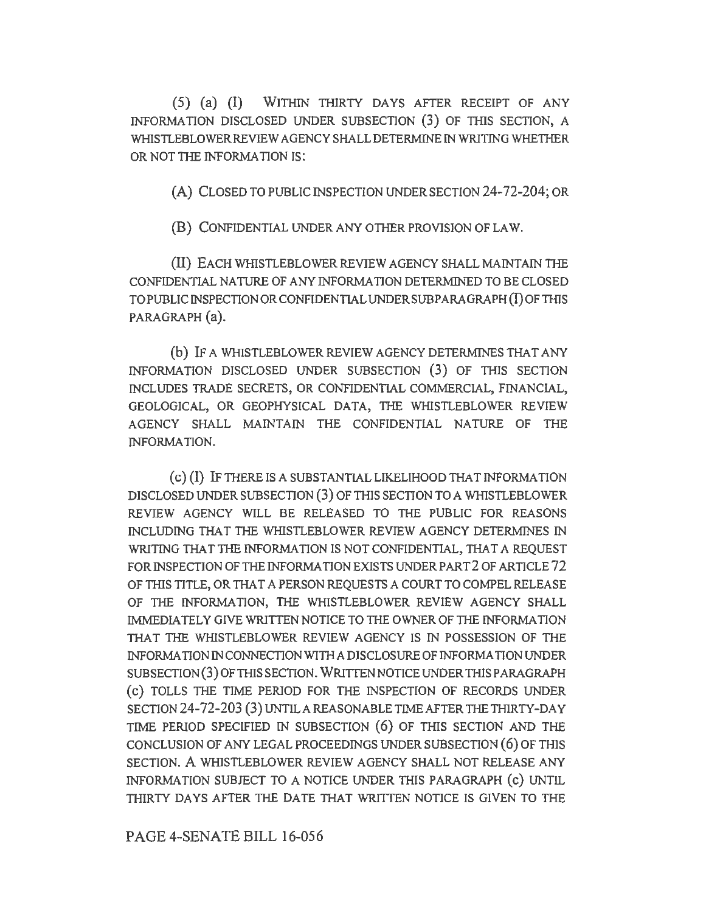(5) (a) (I) WITHIN THIRTY DAYS AFTER RECEIPT OF ANY INFORMATION DISCLOSED UNDER SUBSECTION (3) OF THIS SECTION, A WHISTLEBLOWER REVIEW AGENCY SHALL DETERMINE IN WRITING WHETHER OR NOT THE INFORMATION IS:

(A) CLOSED TO PUBLIC INSPECTION UNDER SECTION 24-72-204; OR

(B) CONFIDENTIAL UNDER ANY OTHER PROVISION OF LAW.

(II) EACH WHISTLEBLOWER REVIEW AGENCY SHALL MAINTAIN THE CONFIDENTIAL NATURE OF ANY INFORMATION DETERMINED TO BE CLOSED TO PUBLIC INSPECTION OR CONFIDENTIAL UNDER SUBPARAGRAPH (I) OF THIS PARAGRAPH (a).

(b) IF A WHISTLEBLOWER REVIEW AGENCY DETERMINES THAT ANY INFORMATION DISCLOSED UNDER SUBSECTION (3) OF THIS SECTION INCLUDES TRADE SECRETS, OR CONFIDENTIAL COMMERCIAL, FINANCIAL, GEOLOGICAL, OR GEOPHYSICAL DATA, THE WHISTLEBLOWER REVIEW AGENCY SHALL MAINTAIN THE CONFIDENTIAL NATURE OF THE INFORMATION.

(c) (I) IF THERE IS A SUBSTANTIAL LIKELIHOOD THAT INFORMATION DISCLOSED UNDER SUBSECTION (3) OF THIS SECTION TO A WHISTLEBLOWER REVIEW AGENCY WILL BE RELEASED TO THE PUBLIC FOR REASONS INCLUDING THAT THE WHISTLEBLOWER REVIEW AGENCY DETERMINES IN WRITING THAT THE INFORMATION IS NOT CONFIDENTIAL, THAT A REQUEST FOR INSPECTION OF THE INFORMATION EXISTS UNDER PART 2 OF ARTICLE 72 OF THIS TITLE, OR THAT A PERSON REQUESTS A COURT TO COMPEL RELEASE OF THE INFORMATION, THE WHISTLEBLOWER REVIEW AGENCY SHALL IMMEDIATELY GIVE WRITTEN NOTICE TO THE OWNER OF THE INFORMATION THAT THE WHISTLEBLOWER REVIEW AGENCY IS IN POSSESSION OF THE INFORMATION IN CONNECTION WITH A DISCLOSURE OF INFORMATION UNDER SUBSECTION (3) OF THIS SECTION. WRITTEN NOTICE UNDER THIS PARAGRAPH (c) TOLLS THE TIME PERIOD FOR THE INSPECTION OF RECORDS UNDER SECTION 24-72-203 (3) UNTIL A REASONABLE TIME AFTER THE THIRTY-DAY TIME PERIOD SPECIFIED IN SUBSECTION (6) OF THIS SECTION AND THE CONCLUSION OF ANY LEGAL PROCEEDINGS UNDER SUBSECTION (6) OF THIS SECTION. A WHISTLEBLOWER REVIEW AGENCY SHALL NOT RELEASE ANY INFORMATION SUBJECT TO A NOTICE UNDER THIS PARAGRAPH (c) UNTIL THIRTY DAYS AFTER THE DATE THAT WRITTEN NOTICE IS GIVEN TO THE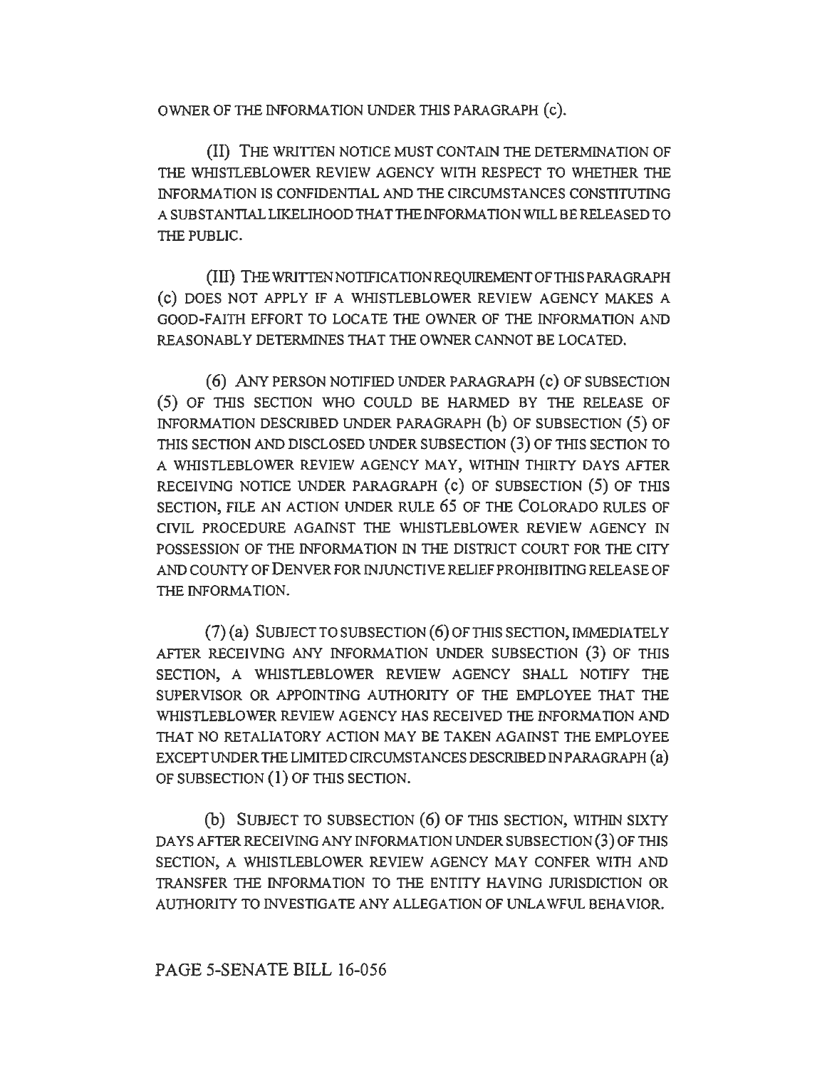OWNER OF THE INFORMATION UNDER THIS PARAGRAPH (c).

(II) THE WRITTEN NOTICE MUST CONTAIN THE DETERMINATION OF THE WHISTLEBLOWER REVIEW AGENCY WITH RESPECT TO WHETHER THE INFORMATION IS CONFIDENTIAL AND THE CIRCUMSTANCES CONSTITUTING A SUBSTANTIAL LIKELIHOOD THAT THE INFORMATION WILL BE RELEASED TO THE PUBLIC.

(III) THE WRITTEN NOTIFICATION REQUIREMENT OF THIS PARAGRAPH (c) DOES NOT APPLY IF A WHISTLEBLOWER REVIEW AGENCY MAKES A GOOD-FAITH EFFORT TO LOCATE THE OWNER OF THE INFORMATION AND REASONABLY DETERMINES THAT THE OWNER CANNOT BE LOCATED.

(6) ANY PERSON NOTIFIED UNDER PARAGRAPH (c) OF SUBSECTION (5) OF THIS SECTION WHO COULD BE HARMED BY THE RELEASE OF INFORMATION DESCRIBED UNDER PARAGRAPH (b) OF SUBSECTION (5) OF THIS SECTION AND DISCLOSED UNDER SUBSECTION (3) OF THIS SECTION TO A WHISTLEBLOWER REVIEW AGENCY MAY, WITHIN THIRTY DAYS AFTER RECEIVING NOTICE UNDER PARAGRAPH (c) OF SUBSECTION (5) OF THIS SECTION, FILE AN ACTION UNDER RULE 65 OF THE COLORADO RULES OF CIVIL PROCEDURE AGAINST THE WHISTLEBLOWER REVIEW AGENCY IN POSSESSION OF THE INFORMATION IN THE DISTRICT COURT FOR THE CITY AND COUNTY OF DENVER FOR INJUNCTIVE RELIEF PROHIBITING RELEASE OF THE INFORMATION.

(7) (a) SUBJECT TO SUBSECTION (6) OF THIS SECTION, IMMEDIATELY AFTER RECEIVING ANY INFORMATION UNDER SUBSECTION (3) OF THIS SECTION, A WHISTLEBLOWER REVIEW AGENCY SHALL NOTIFY THE SUPERVISOR OR APPOINTING AUTHORITY OF THE EMPLOYEE THAT THE WHISTLEBLOWER REVIEW AGENCY HAS RECEIVED THE INFORMATION AND THAT NO RETALIATORY ACTION MAY BE TAKEN AGAINST THE EMPLOYEE EXCEPT UNDER THE LIMITED CIRCUMSTANCES DESCRIBED IN PARAGRAPH (a) OF SUBSECTION (1) OF THIS SECTION.

(b) SUBJECT TO SUBSECTION (6) OF THIS SECTION, WITHIN SIXTY DAYS AFTER RECEIVING ANY INFORMATION UNDER SUBSECTION (3) OF THIS SECTION, A WHISTLEBLOWER REVIEW AGENCY MAY CONFER WITH AND TRANSFER THE INFORMATION TO THE ENTITY HAVING JURISDICTION OR AUTHORITY TO INVESTIGATE ANY ALLEGATION OF UNLAWFUL BEHAVIOR.

PAGE 5-SENATE BILL 16-056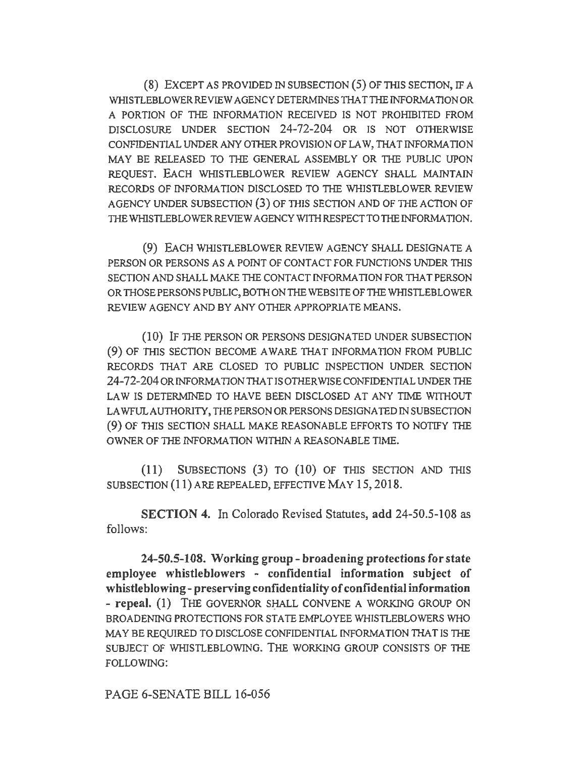(8) EXCEPT AS PROVIDED IN SUBSECTION (5) OF THIS SECTION, IF A WHISTLEBLOWER REVIEW AGENCY DETERMINES THAT THE INFORMATION OR A PORTION OF THE INFORMATION RECEIVED IS NOT PROHIBITED FROM DISCLOSURE UNDER SECTION 24-72-204 OR IS NOT OTHERWISE CONFIDENTIAL UNDER ANY OTHER PROVISION OF LAW, THAT INFORMATION MAY BE RELEASED TO THE GENERAL ASSEMBLY OR THE PUBLIC UPON REQUEST. EACH WHISTLEBLOWER REVIEW AGENCY SHALL MAINTAIN RECORDS OF INFORMATION DISCLOSED TO THE WHISTLEBLOWER REVIEW AGENCY UNDER SUBSECTION (3) OF THIS SECTION AND OF THE ACTION OF THE WHISTLEBLOWER REVIEW AGENCY WITH RESPECT TO THE INFORMATION.

(9) EACH WHISTLEBLOWER REVIEW AGENCY SHALL DESIGNATE A PERSON OR PERSONS AS A POINT OF CONTACT FOR FUNCTIONS UNDER THIS SECTION AND SHALL MAKE THE CONTACT INFORMATION FOR THAT PERSON OR THOSE PERSONS PUBLIC, BOTH ON THE WEBSITE OF THE WHISTLEBLOWER REVIEW AGENCY AND BY ANY OTHER APPROPRIATE MEANS.

(10) IF THE PERSON OR PERSONS DESIGNATED UNDER SUBSECTION (9) OF THIS SECTION BECOME AWARE THAT INFORMATION FROM PUBLIC RECORDS THAT ARE CLOSED TO PUBLIC INSPECTION UNDER SECTION 24-72-204 OR INFORMATION THAT IS OTHERWISE CONFIDENTIAL UNDER THE LAW IS DETERMINED TO HAVE BEEN DISCLOSED AT ANY TIME WITHOUT LAWFUL AUTHORITY, THE PERSON OR PERSONS DESIGNATED IN SUBSECTION (9) OF THIS SECTION SHALL MAKE REASONABLE EFFORTS TO NOTIFY THE OWNER OF THE INFORMATION WITHIN A REASONABLE TIME.

(11) SUBSECTIONS (3) TO (10) OF THIS SECTION AND THIS SUBSECTION (11) ARE REPEALED, EFFECTIVE MAY 15, 2018.

**SECTION 4.** In Colorado Revised Statutes, **add** 24-50.5-108 as follows:

**24-50.5-108. Working group - broadening protections for state employee whistleblowers - confidential information subject of whistleblowing - preserving confidentiality of confidential information - repeal.** (1) THE GOVERNOR SHALL CONVENE A WORKING GROUP ON BROADENING PROTECTIONS FOR STATE EMPLOYEE WHISTLEBLOWERS WHO MAY BE REQUIRED TO DISCLOSE CONFIDENTIAL INFORMATION THAT IS THE SUBJECT OF WHISTLEBLOWING. THE WORKING GROUP CONSISTS OF THE FOLLOWING:

PAGE 6-SENATE BILL 16-056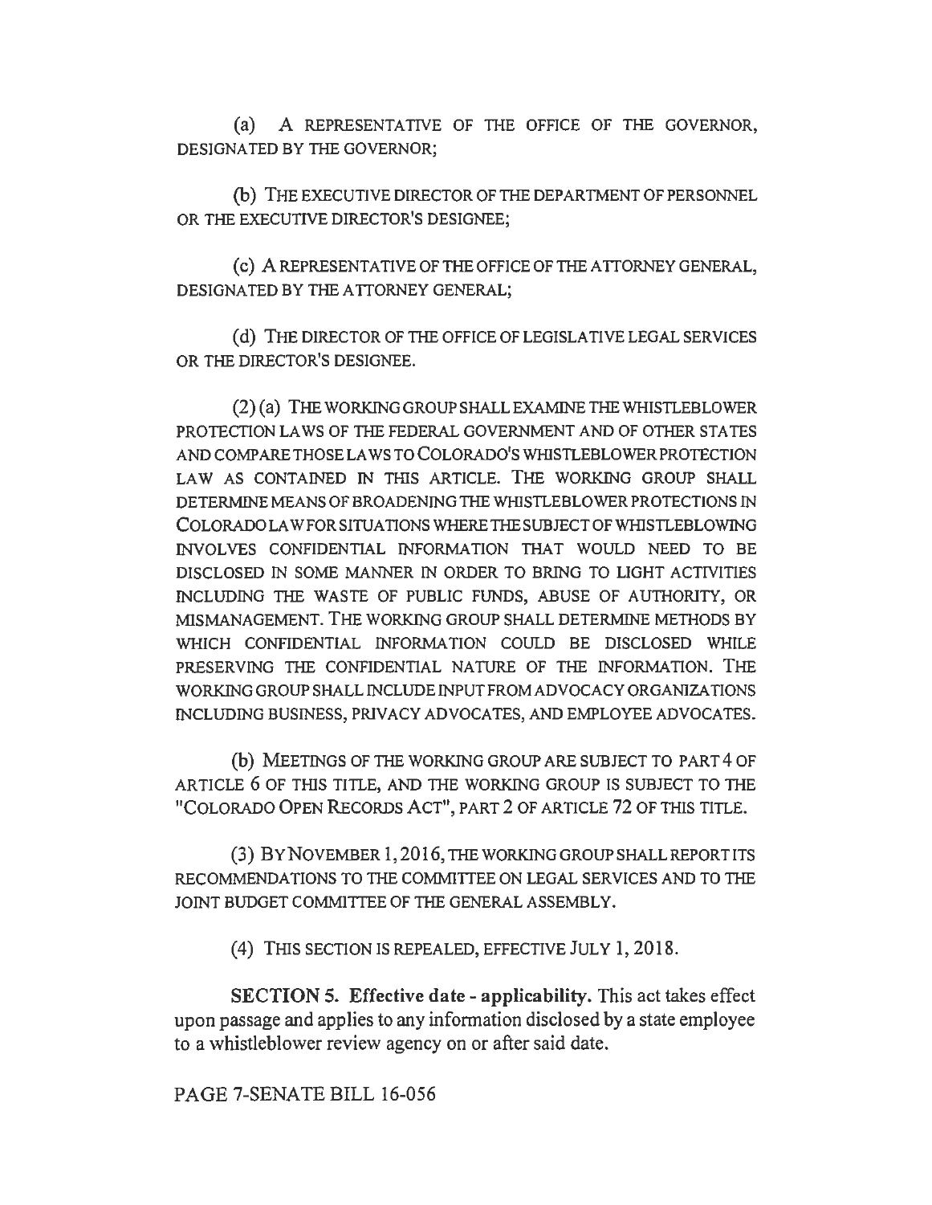(a) A REPRESENTATIVE OF THE OFFICE OF THE GOVERNOR, DESIGNATED BY THE GOVERNOR;

(b) THE EXECUTIVE DIRECTOR OF THE DEPARTMENT OF PERSONNEL OR THE EXECUTIVE DIRECTOR'S DESIGNEE;

(c) A REPRESENTATIVE OF THE OFFICE OF THE ATTORNEY GENERAL, DESIGNATED BY THE ATTORNEY GENERAL;

(d) THE DIRECTOR OF THE OFFICE OF LEGISLATIVE LEGAL SERVICES OR THE DIRECTOR'S DESIGNEE.

(2) (a) THE WORKING GROUP SHALL EXAMINE THE WHISTLEBLOWER PROTECTION LAWS OF THE FEDERAL GOVERNMENT AND OF OTHER STATES AND COMPARE THOSE LAWS TO COLORADO'S WHISTLEBLOWER PROTECTION LAW AS CONTAINED IN THIS ARTICLE. THE WORKING GROUP SHALL DETERMINE MEANS OF BROADENING THE WHISTLEBLOWER PROTECTIONS IN COLORADO LAW FOR SITUATIONS WHERE THE SUBJECT OF WHISTLEBLOWING INVOLVES CONFIDENTIAL INFORMATION THAT WOULD NEED TO BE DISCLOSED IN SOME MANNER IN ORDER TO BRING TO LIGHT ACTIVITIES INCLUDING THE WASTE OF PUBLIC FUNDS, ABUSE OF AUTHORITY, OR MISMANAGEMENT. THE WORKING GROUP SHALL DETERMINE METHODS BY WHICH CONFIDENTIAL INFORMATION COULD BE DISCLOSED WHILE PRESERVING THE CONFIDENTIAL NATURE OF THE INFORMATION. THE WORKING GROUP SHALL INCLUDE INPUT FROM ADVOCACY ORGANIZATIONS INCLUDING BUSINESS, PRIVACY ADVOCATES, AND EMPLOYEE ADVOCATES.

(b) MEETINGS OF THE WORKING GROUP ARE SUBJECT TO PART 4 OF ARTICLE 6 OF THIS TITLE, AND THE WORKING GROUP IS SUBJECT TO THE "COLORADO OPEN RECORDS ACT", PART 2 OF ARTICLE 72 OF THIS TITLE.

(3) BY NOVEMBER 1, 2016, THE WORKING GROUP SHALL REPORT ITS RECOMMENDATIONS TO THE COMMITTEE ON LEGAL SERVICES AND TO THE JOINT BUDGET COMMITTEE OF THE GENERAL ASSEMBLY.

(4) THIS SECTION IS REPEALED, EFFECTIVE JULY 1, 2018.

**SECTION 5. Effective date - applicability.** This act takes effect upon passage and applies to any information disclosed by a state employee to a whistleblower review agency on or after said date.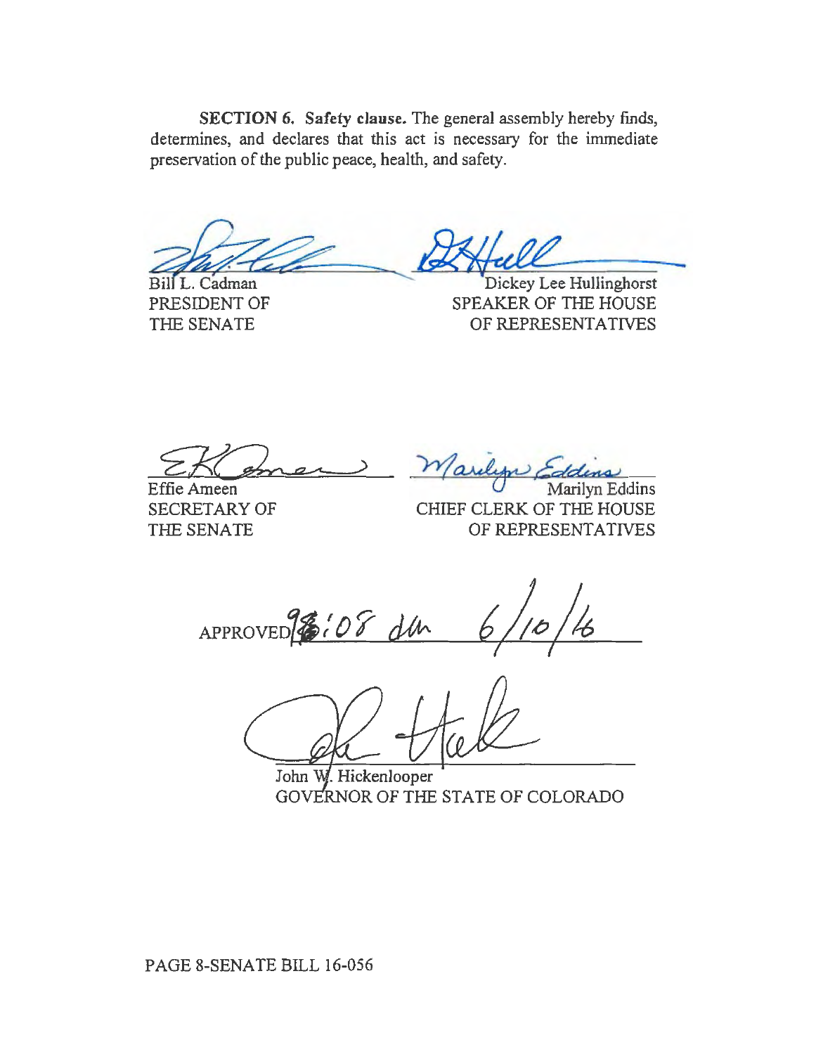**SECTION 6. Safety clause.** The general assembly hereby finds, determines, and declares that this act is necessary for the immediate preservation of the public peace, health, and safety.

Bill L. Cadman
PRESIDENT OF
THE SENATE

Dickey Lee Hullinghorst
SPEAKER OF THE HOUSE
OF REPRESENTATIVES

Effie Ameen
SECRETARY OF
THE SENATE

Marilyn Eddins
CHIEF CLERK OF THE HOUSE
OF REPRESENTATIVES

APPROVED 9:08 am 6/10/16

John W. Hickenlooper
GOVERNOR OF THE STATE OF COLORADO

PAGE 8-SENATE BILL 16-056